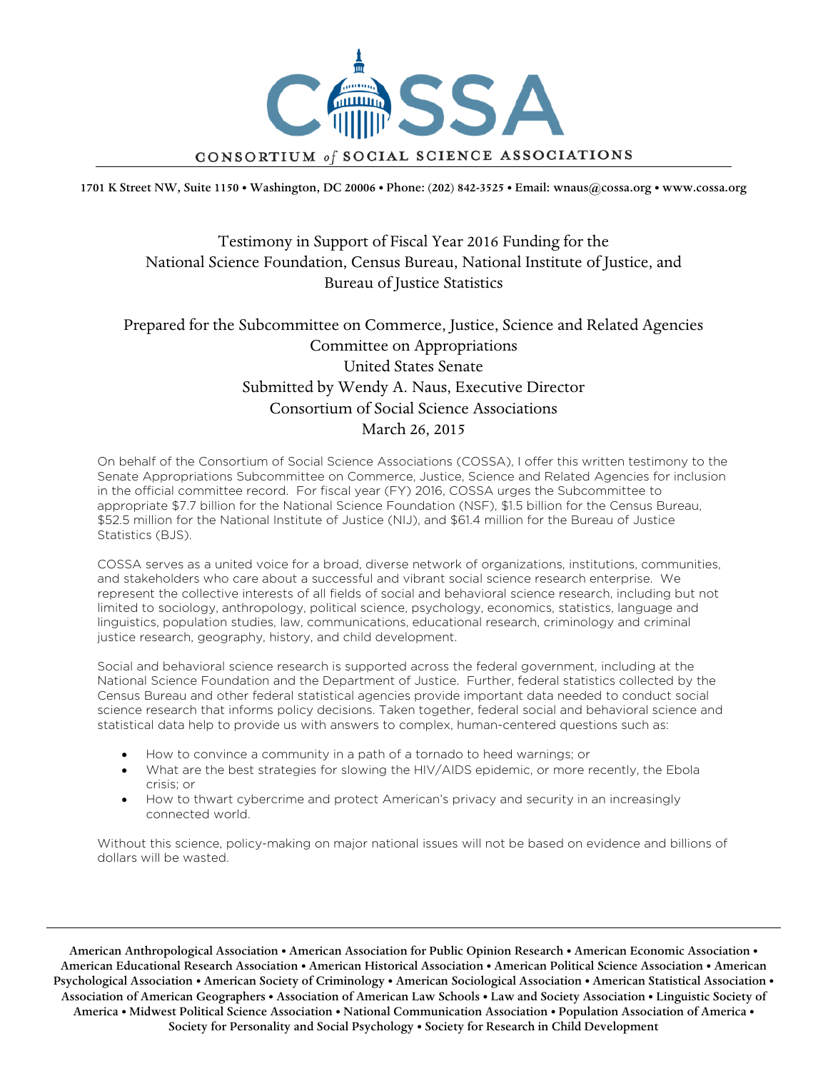# COSSA

CONSORTIUM *of* SOCIAL SCIENCE ASSOCIATIONS

**1701 K Street NW, Suite 1150 • Washington, DC 20006 • Phone: (202) 842-3525 • Email: wnaus@cossa.org • www.cossa.org**

## Testimony in Support of Fiscal Year 2016 Funding for the National Science Foundation, Census Bureau, National Institute of Justice, and Bureau of Justice Statistics

Prepared for the Subcommittee on Commerce, Justice, Science and Related Agencies
Committee on Appropriations
United States Senate
Submitted by Wendy A. Naus, Executive Director
Consortium of Social Science Associations
March 26, 2015

On behalf of the Consortium of Social Science Associations (COSSA), I offer this written testimony to the Senate Appropriations Subcommittee on Commerce, Justice, Science and Related Agencies for inclusion in the official committee record. For fiscal year (FY) 2016, COSSA urges the Subcommittee to appropriate $7.7 billion for the National Science Foundation (NSF), $1.5 billion for the Census Bureau, $52.5 million for the National Institute of Justice (NIJ), and $61.4 million for the Bureau of Justice Statistics (BJS).

COSSA serves as a united voice for a broad, diverse network of organizations, institutions, communities, and stakeholders who care about a successful and vibrant social science research enterprise. We represent the collective interests of all fields of social and behavioral science research, including but not limited to sociology, anthropology, political science, psychology, economics, statistics, language and linguistics, population studies, law, communications, educational research, criminology and criminal justice research, geography, history, and child development.

Social and behavioral science research is supported across the federal government, including at the National Science Foundation and the Department of Justice. Further, federal statistics collected by the Census Bureau and other federal statistical agencies provide important data needed to conduct social science research that informs policy decisions. Taken together, federal social and behavioral science and statistical data help to provide us with answers to complex, human-centered questions such as:

- How to convince a community in a path of a tornado to heed warnings; or
- What are the best strategies for slowing the HIV/AIDS epidemic, or more recently, the Ebola crisis; or
- How to thwart cybercrime and protect American's privacy and security in an increasingly connected world.

Without this science, policy-making on major national issues will not be based on evidence and billions of dollars will be wasted.

---

**American Anthropological Association • American Association for Public Opinion Research • American Economic Association • American Educational Research Association • American Historical Association • American Political Science Association • American Psychological Association • American Society of Criminology • American Sociological Association • American Statistical Association • Association of American Geographers • Association of American Law Schools • Law and Society Association • Linguistic Society of America • Midwest Political Science Association • National Communication Association • Population Association of America • Society for Personality and Social Psychology • Society for Research in Child Development**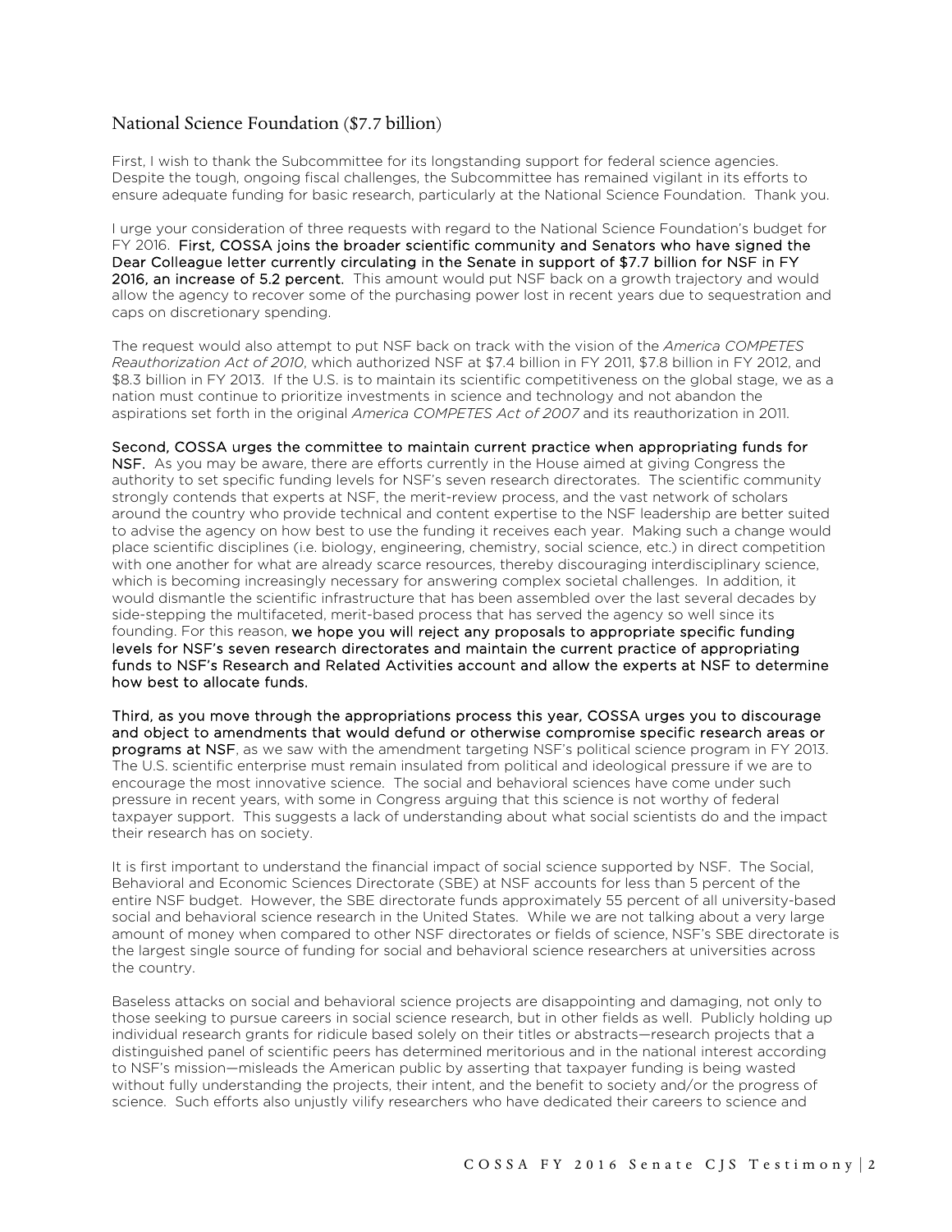## National Science Foundation ($7.7 billion)

First, I wish to thank the Subcommittee for its longstanding support for federal science agencies. Despite the tough, ongoing fiscal challenges, the Subcommittee has remained vigilant in its efforts to ensure adequate funding for basic research, particularly at the National Science Foundation. Thank you.

I urge your consideration of three requests with regard to the National Science Foundation's budget for FY 2016. **First, COSSA joins the broader scientific community and Senators who have signed the Dear Colleague letter currently circulating in the Senate in support of $7.7 billion for NSF in FY 2016, an increase of 5.2 percent.** This amount would put NSF back on a growth trajectory and would allow the agency to recover some of the purchasing power lost in recent years due to sequestration and caps on discretionary spending.

The request would also attempt to put NSF back on track with the vision of the *America COMPETES Reauthorization Act of 2010*, which authorized NSF at $7.4 billion in FY 2011, $7.8 billion in FY 2012, and $8.3 billion in FY 2013. If the U.S. is to maintain its scientific competitiveness on the global stage, we as a nation must continue to prioritize investments in science and technology and not abandon the aspirations set forth in the original *America COMPETES Act of 2007* and its reauthorization in 2011.

**Second, COSSA urges the committee to maintain current practice when appropriating funds for NSF.** As you may be aware, there are efforts currently in the House aimed at giving Congress the authority to set specific funding levels for NSF's seven research directorates. The scientific community strongly contends that experts at NSF, the merit-review process, and the vast network of scholars around the country who provide technical and content expertise to the NSF leadership are better suited to advise the agency on how best to use the funding it receives each year. Making such a change would place scientific disciplines (i.e. biology, engineering, chemistry, social science, etc.) in direct competition with one another for what are already scarce resources, thereby discouraging interdisciplinary science, which is becoming increasingly necessary for answering complex societal challenges. In addition, it would dismantle the scientific infrastructure that has been assembled over the last several decades by side-stepping the multifaceted, merit-based process that has served the agency so well since its founding. For this reason, **we hope you will reject any proposals to appropriate specific funding levels for NSF's seven research directorates and maintain the current practice of appropriating funds to NSF's Research and Related Activities account and allow the experts at NSF to determine how best to allocate funds.**

**Third, as you move through the appropriations process this year, COSSA urges you to discourage and object to amendments that would defund or otherwise compromise specific research areas or programs at NSF**, as we saw with the amendment targeting NSF's political science program in FY 2013. The U.S. scientific enterprise must remain insulated from political and ideological pressure if we are to encourage the most innovative science. The social and behavioral sciences have come under such pressure in recent years, with some in Congress arguing that this science is not worthy of federal taxpayer support. This suggests a lack of understanding about what social scientists do and the impact their research has on society.

It is first important to understand the financial impact of social science supported by NSF. The Social, Behavioral and Economic Sciences Directorate (SBE) at NSF accounts for less than 5 percent of the entire NSF budget. However, the SBE directorate funds approximately 55 percent of all university-based social and behavioral science research in the United States. While we are not talking about a very large amount of money when compared to other NSF directorates or fields of science, NSF's SBE directorate is the largest single source of funding for social and behavioral science researchers at universities across the country.

Baseless attacks on social and behavioral science projects are disappointing and damaging, not only to those seeking to pursue careers in social science research, but in other fields as well. Publicly holding up individual research grants for ridicule based solely on their titles or abstracts—research projects that a distinguished panel of scientific peers has determined meritorious and in the national interest according to NSF's mission—misleads the American public by asserting that taxpayer funding is being wasted without fully understanding the projects, their intent, and the benefit to society and/or the progress of science. Such efforts also unjustly vilify researchers who have dedicated their careers to science and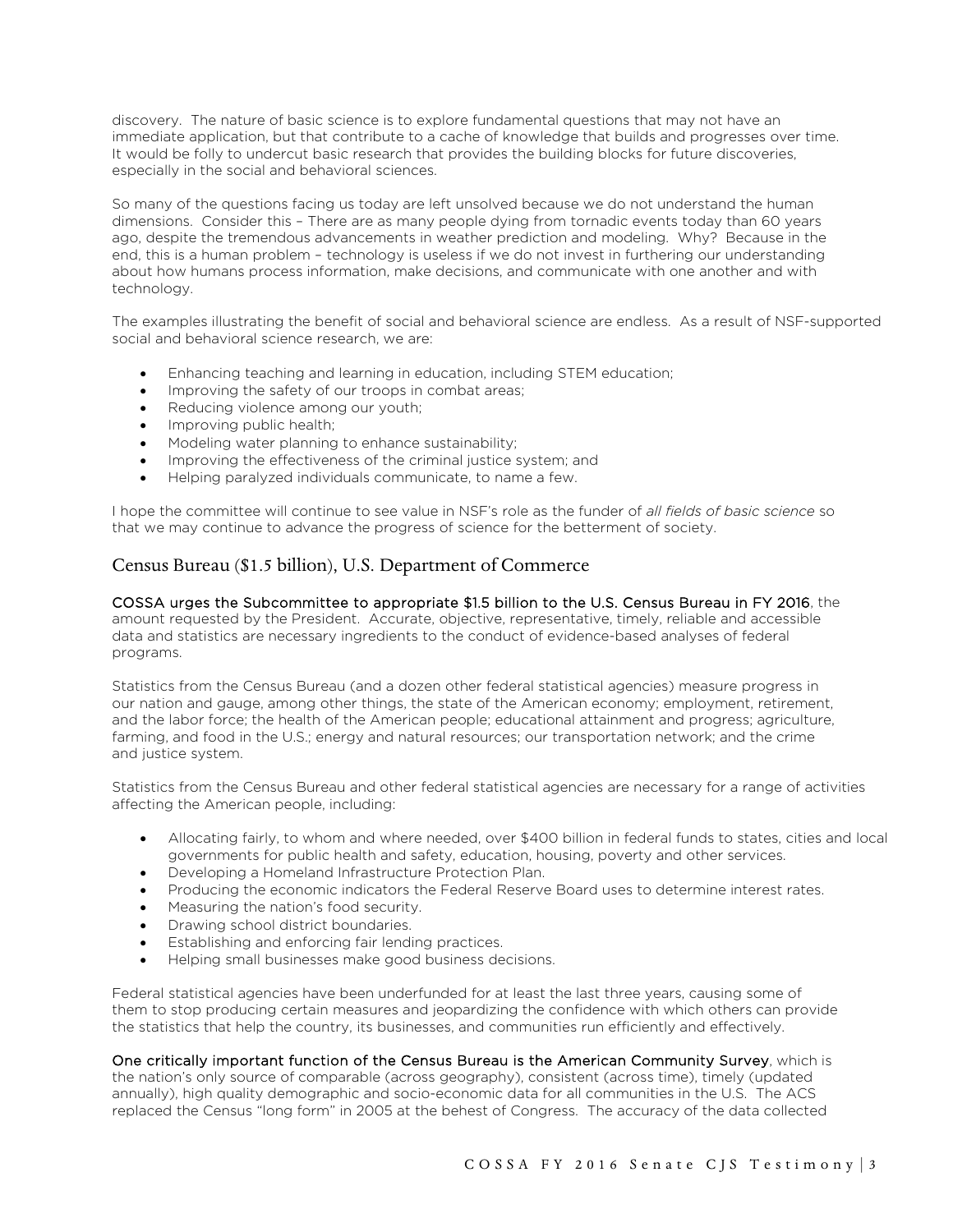discovery. The nature of basic science is to explore fundamental questions that may not have an immediate application, but that contribute to a cache of knowledge that builds and progresses over time. It would be folly to undercut basic research that provides the building blocks for future discoveries, especially in the social and behavioral sciences.

So many of the questions facing us today are left unsolved because we do not understand the human dimensions. Consider this – There are as many people dying from tornadic events today than 60 years ago, despite the tremendous advancements in weather prediction and modeling. Why? Because in the end, this is a human problem – technology is useless if we do not invest in furthering our understanding about how humans process information, make decisions, and communicate with one another and with technology.

The examples illustrating the benefit of social and behavioral science are endless. As a result of NSF-supported social and behavioral science research, we are:

- Enhancing teaching and learning in education, including STEM education;
- Improving the safety of our troops in combat areas;
- Reducing violence among our youth;
- Improving public health;
- Modeling water planning to enhance sustainability;
- Improving the effectiveness of the criminal justice system; and
- Helping paralyzed individuals communicate, to name a few.

I hope the committee will continue to see value in NSF's role as the funder of *all fields of basic science* so that we may continue to advance the progress of science for the betterment of society.

## Census Bureau ($1.5 billion), U.S. Department of Commerce

**COSSA urges the Subcommittee to appropriate $1.5 billion to the U.S. Census Bureau in FY 2016**, the amount requested by the President. Accurate, objective, representative, timely, reliable and accessible data and statistics are necessary ingredients to the conduct of evidence-based analyses of federal programs.

Statistics from the Census Bureau (and a dozen other federal statistical agencies) measure progress in our nation and gauge, among other things, the state of the American economy; employment, retirement, and the labor force; the health of the American people; educational attainment and progress; agriculture, farming, and food in the U.S.; energy and natural resources; our transportation network; and the crime and justice system.

Statistics from the Census Bureau and other federal statistical agencies are necessary for a range of activities affecting the American people, including:

- Allocating fairly, to whom and where needed, over $400 billion in federal funds to states, cities and local governments for public health and safety, education, housing, poverty and other services.
- Developing a Homeland Infrastructure Protection Plan.
- Producing the economic indicators the Federal Reserve Board uses to determine interest rates.
- Measuring the nation's food security.
- Drawing school district boundaries.
- Establishing and enforcing fair lending practices.
- Helping small businesses make good business decisions.

Federal statistical agencies have been underfunded for at least the last three years, causing some of them to stop producing certain measures and jeopardizing the confidence with which others can provide the statistics that help the country, its businesses, and communities run efficiently and effectively.

**One critically important function of the Census Bureau is the American Community Survey**, which is the nation's only source of comparable (across geography), consistent (across time), timely (updated annually), high quality demographic and socio-economic data for all communities in the U.S. The ACS replaced the Census "long form" in 2005 at the behest of Congress. The accuracy of the data collected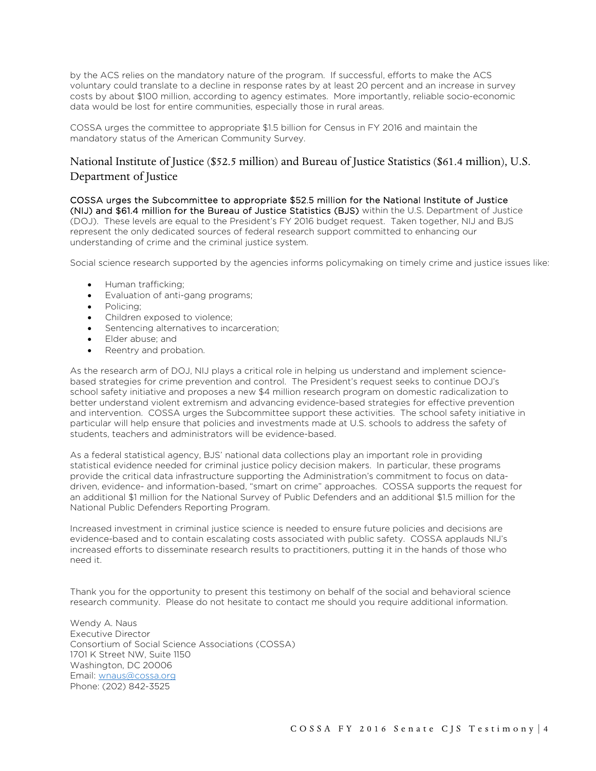by the ACS relies on the mandatory nature of the program. If successful, efforts to make the ACS voluntary could translate to a decline in response rates by at least 20 percent and an increase in survey costs by about $100 million, according to agency estimates. More importantly, reliable socio-economic data would be lost for entire communities, especially those in rural areas.

COSSA urges the committee to appropriate $1.5 billion for Census in FY 2016 and maintain the mandatory status of the American Community Survey.

## National Institute of Justice ($52.5 million) and Bureau of Justice Statistics ($61.4 million), U.S. Department of Justice

**COSSA urges the Subcommittee to appropriate $52.5 million for the National Institute of Justice (NIJ) and $61.4 million for the Bureau of Justice Statistics (BJS)** within the U.S. Department of Justice (DOJ). These levels are equal to the President's FY 2016 budget request. Taken together, NIJ and BJS represent the only dedicated sources of federal research support committed to enhancing our understanding of crime and the criminal justice system.

Social science research supported by the agencies informs policymaking on timely crime and justice issues like:

- Human trafficking;
- Evaluation of anti-gang programs;
- Policing;
- Children exposed to violence;
- Sentencing alternatives to incarceration;
- Elder abuse; and
- Reentry and probation.

As the research arm of DOJ, NIJ plays a critical role in helping us understand and implement science-based strategies for crime prevention and control. The President's request seeks to continue DOJ's school safety initiative and proposes a new $4 million research program on domestic radicalization to better understand violent extremism and advancing evidence-based strategies for effective prevention and intervention. COSSA urges the Subcommittee support these activities. The school safety initiative in particular will help ensure that policies and investments made at U.S. schools to address the safety of students, teachers and administrators will be evidence-based.

As a federal statistical agency, BJS' national data collections play an important role in providing statistical evidence needed for criminal justice policy decision makers. In particular, these programs provide the critical data infrastructure supporting the Administration's commitment to focus on data-driven, evidence- and information-based, "smart on crime" approaches. COSSA supports the request for an additional $1 million for the National Survey of Public Defenders and an additional $1.5 million for the National Public Defenders Reporting Program.

Increased investment in criminal justice science is needed to ensure future policies and decisions are evidence-based and to contain escalating costs associated with public safety. COSSA applauds NIJ's increased efforts to disseminate research results to practitioners, putting it in the hands of those who need it.

Thank you for the opportunity to present this testimony on behalf of the social and behavioral science research community. Please do not hesitate to contact me should you require additional information.

Wendy A. Naus
Executive Director
Consortium of Social Science Associations (COSSA)
1701 K Street NW, Suite 1150
Washington, DC 20006
Email: wnaus@cossa.org
Phone: (202) 842-3525